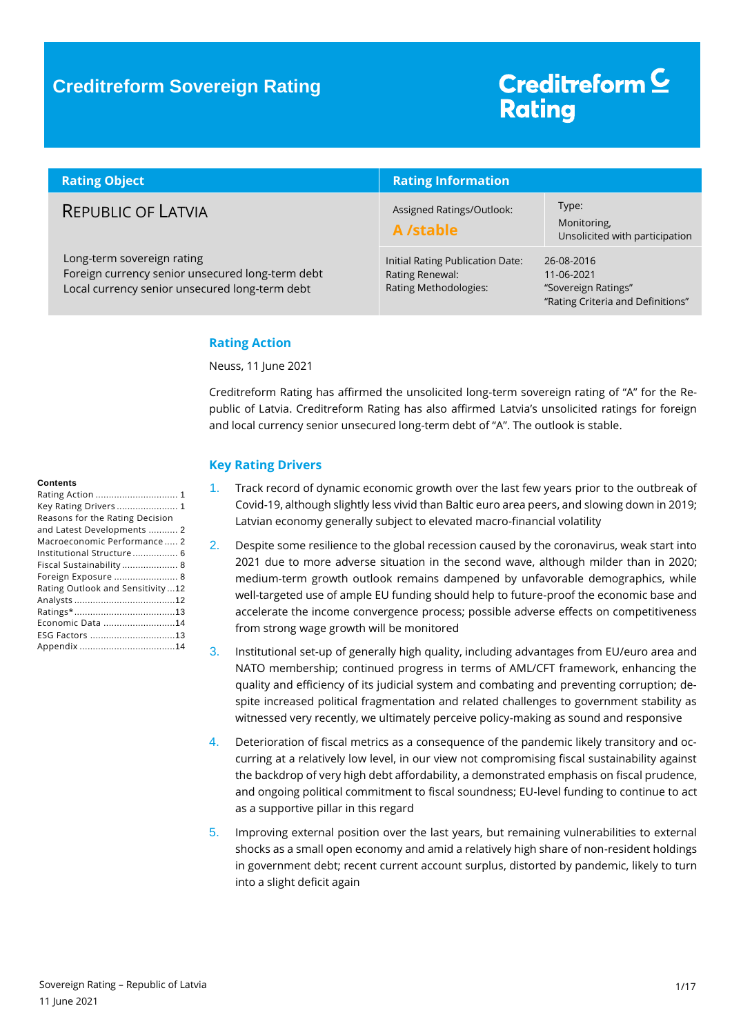# Creditreform Sovereign Rating

Creditreform Rating

| Rating Object | Rating Information | |
|---|---|---|
| REPUBLIC OF LATVIA | Assigned Ratings/Outlook: **A /stable** | Type: Monitoring, Unsolicited with participation |
| Long-term sovereign rating<br>Foreign currency senior unsecured long-term debt<br>Local currency senior unsecured long-term debt | Initial Rating Publication Date:<br>Rating Renewal:<br>Rating Methodologies: | 26-08-2016<br>11-06-2021<br>"Sovereign Ratings"<br>"Rating Criteria and Definitions" |

**Contents**

- Rating Action .............................. 1
- Key Rating Drivers ....................... 1
- Reasons for the Rating Decision and Latest Developments ........... 2
- Macroeconomic Performance ..... 2
- Institutional Structure ................ 6
- Fiscal Sustainability .................... 8
- Foreign Exposure ........................ 8
- Rating Outlook and Sensitivity ...12
- Analysts .....................................12
- Ratings*......................................13
- Economic Data ...........................14
- ESG Factors ................................13
- Appendix ....................................14

## Rating Action

Neuss, 11 June 2021

Creditreform Rating has affirmed the unsolicited long-term sovereign rating of "A" for the Republic of Latvia. Creditreform Rating has also affirmed Latvia's unsolicited ratings for foreign and local currency senior unsecured long-term debt of "A". The outlook is stable.

## Key Rating Drivers

1. Track record of dynamic economic growth over the last few years prior to the outbreak of Covid-19, although slightly less vivid than Baltic euro area peers, and slowing down in 2019; Latvian economy generally subject to elevated macro-financial volatility
2. Despite some resilience to the global recession caused by the coronavirus, weak start into 2021 due to more adverse situation in the second wave, although milder than in 2020; medium-term growth outlook remains dampened by unfavorable demographics, while well-targeted use of ample EU funding should help to future-proof the economic base and accelerate the income convergence process; possible adverse effects on competitiveness from strong wage growth will be monitored
3. Institutional set-up of generally high quality, including advantages from EU/euro area and NATO membership; continued progress in terms of AML/CFT framework, enhancing the quality and efficiency of its judicial system and combating and preventing corruption; despite increased political fragmentation and related challenges to government stability as witnessed very recently, we ultimately perceive policy-making as sound and responsive
4. Deterioration of fiscal metrics as a consequence of the pandemic likely transitory and occurring at a relatively low level, in our view not compromising fiscal sustainability against the backdrop of very high debt affordability, a demonstrated emphasis on fiscal prudence, and ongoing political commitment to fiscal soundness; EU-level funding to continue to act as a supportive pillar in this regard
5. Improving external position over the last years, but remaining vulnerabilities to external shocks as a small open economy and amid a relatively high share of non-resident holdings in government debt; recent current account surplus, distorted by pandemic, likely to turn into a slight deficit again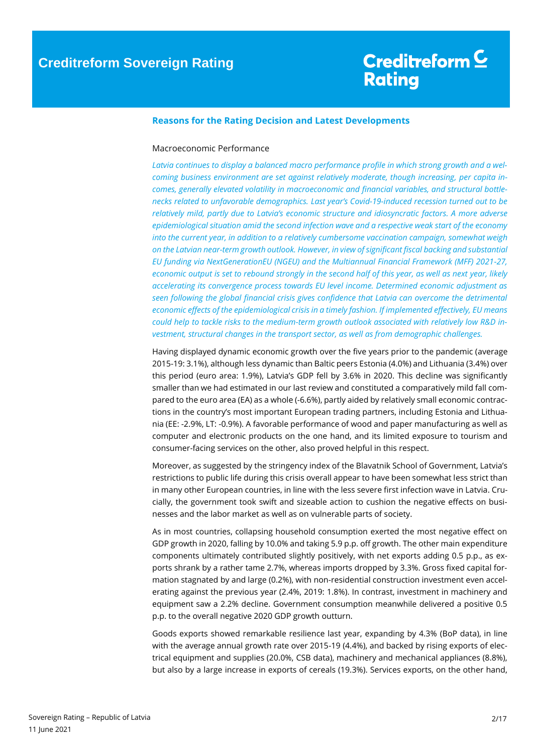## Reasons for the Rating Decision and Latest Developments

### Macroeconomic Performance

*Latvia continues to display a balanced macro performance profile in which strong growth and a welcoming business environment are set against relatively moderate, though increasing, per capita incomes, generally elevated volatility in macroeconomic and financial variables, and structural bottlenecks related to unfavorable demographics. Last year's Covid-19-induced recession turned out to be relatively mild, partly due to Latvia's economic structure and idiosyncratic factors. A more adverse epidemiological situation amid the second infection wave and a respective weak start of the economy into the current year, in addition to a relatively cumbersome vaccination campaign, somewhat weigh on the Latvian near-term growth outlook. However, in view of significant fiscal backing and substantial EU funding via NextGenerationEU (NGEU) and the Multiannual Financial Framework (MFF) 2021-27, economic output is set to rebound strongly in the second half of this year, as well as next year, likely accelerating its convergence process towards EU level income. Determined economic adjustment as seen following the global financial crisis gives confidence that Latvia can overcome the detrimental economic effects of the epidemiological crisis in a timely fashion. If implemented effectively, EU means could help to tackle risks to the medium-term growth outlook associated with relatively low R&D investment, structural changes in the transport sector, as well as from demographic challenges.*

Having displayed dynamic economic growth over the five years prior to the pandemic (average 2015-19: 3.1%), although less dynamic than Baltic peers Estonia (4.0%) and Lithuania (3.4%) over this period (euro area: 1.9%), Latvia's GDP fell by 3.6% in 2020. This decline was significantly smaller than we had estimated in our last review and constituted a comparatively mild fall compared to the euro area (EA) as a whole (-6.6%), partly aided by relatively small economic contractions in the country's most important European trading partners, including Estonia and Lithuania (EE: -2.9%, LT: -0.9%). A favorable performance of wood and paper manufacturing as well as computer and electronic products on the one hand, and its limited exposure to tourism and consumer-facing services on the other, also proved helpful in this respect.

Moreover, as suggested by the stringency index of the Blavatnik School of Government, Latvia's restrictions to public life during this crisis overall appear to have been somewhat less strict than in many other European countries, in line with the less severe first infection wave in Latvia. Crucially, the government took swift and sizeable action to cushion the negative effects on businesses and the labor market as well as on vulnerable parts of society.

As in most countries, collapsing household consumption exerted the most negative effect on GDP growth in 2020, falling by 10.0% and taking 5.9 p.p. off growth. The other main expenditure components ultimately contributed slightly positively, with net exports adding 0.5 p.p., as exports shrank by a rather tame 2.7%, whereas imports dropped by 3.3%. Gross fixed capital formation stagnated by and large (0.2%), with non-residential construction investment even accelerating against the previous year (2.4%, 2019: 1.8%). In contrast, investment in machinery and equipment saw a 2.2% decline. Government consumption meanwhile delivered a positive 0.5 p.p. to the overall negative 2020 GDP growth outturn.

Goods exports showed remarkable resilience last year, expanding by 4.3% (BoP data), in line with the average annual growth rate over 2015-19 (4.4%), and backed by rising exports of electrical equipment and supplies (20.0%, CSB data), machinery and mechanical appliances (8.8%), but also by a large increase in exports of cereals (19.3%). Services exports, on the other hand,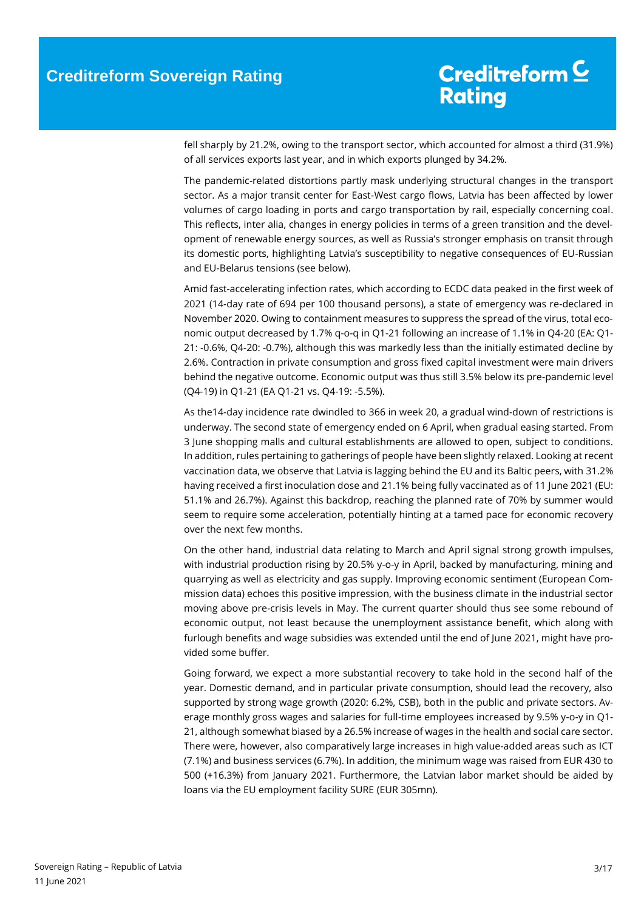fell sharply by 21.2%, owing to the transport sector, which accounted for almost a third (31.9%) of all services exports last year, and in which exports plunged by 34.2%.

The pandemic-related distortions partly mask underlying structural changes in the transport sector. As a major transit center for East-West cargo flows, Latvia has been affected by lower volumes of cargo loading in ports and cargo transportation by rail, especially concerning coal. This reflects, inter alia, changes in energy policies in terms of a green transition and the development of renewable energy sources, as well as Russia's stronger emphasis on transit through its domestic ports, highlighting Latvia's susceptibility to negative consequences of EU-Russian and EU-Belarus tensions (see below).

Amid fast-accelerating infection rates, which according to ECDC data peaked in the first week of 2021 (14-day rate of 694 per 100 thousand persons), a state of emergency was re-declared in November 2020. Owing to containment measures to suppress the spread of the virus, total economic output decreased by 1.7% q-o-q in Q1-21 following an increase of 1.1% in Q4-20 (EA: Q1-21: -0.6%, Q4-20: -0.7%), although this was markedly less than the initially estimated decline by 2.6%. Contraction in private consumption and gross fixed capital investment were main drivers behind the negative outcome. Economic output was thus still 3.5% below its pre-pandemic level (Q4-19) in Q1-21 (EA Q1-21 vs. Q4-19: -5.5%).

As the14-day incidence rate dwindled to 366 in week 20, a gradual wind-down of restrictions is underway. The second state of emergency ended on 6 April, when gradual easing started. From 3 June shopping malls and cultural establishments are allowed to open, subject to conditions. In addition, rules pertaining to gatherings of people have been slightly relaxed. Looking at recent vaccination data, we observe that Latvia is lagging behind the EU and its Baltic peers, with 31.2% having received a first inoculation dose and 21.1% being fully vaccinated as of 11 June 2021 (EU: 51.1% and 26.7%). Against this backdrop, reaching the planned rate of 70% by summer would seem to require some acceleration, potentially hinting at a tamed pace for economic recovery over the next few months.

On the other hand, industrial data relating to March and April signal strong growth impulses, with industrial production rising by 20.5% y-o-y in April, backed by manufacturing, mining and quarrying as well as electricity and gas supply. Improving economic sentiment (European Commission data) echoes this positive impression, with the business climate in the industrial sector moving above pre-crisis levels in May. The current quarter should thus see some rebound of economic output, not least because the unemployment assistance benefit, which along with furlough benefits and wage subsidies was extended until the end of June 2021, might have provided some buffer.

Going forward, we expect a more substantial recovery to take hold in the second half of the year. Domestic demand, and in particular private consumption, should lead the recovery, also supported by strong wage growth (2020: 6.2%, CSB), both in the public and private sectors. Average monthly gross wages and salaries for full-time employees increased by 9.5% y-o-y in Q1-21, although somewhat biased by a 26.5% increase of wages in the health and social care sector. There were, however, also comparatively large increases in high value-added areas such as ICT (7.1%) and business services (6.7%). In addition, the minimum wage was raised from EUR 430 to 500 (+16.3%) from January 2021. Furthermore, the Latvian labor market should be aided by loans via the EU employment facility SURE (EUR 305mn).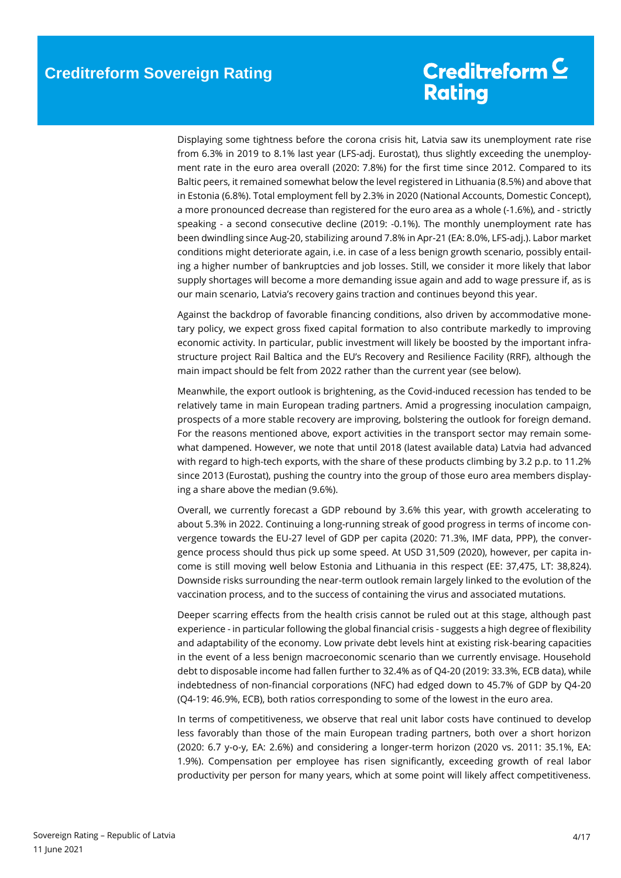Displaying some tightness before the corona crisis hit, Latvia saw its unemployment rate rise from 6.3% in 2019 to 8.1% last year (LFS-adj. Eurostat), thus slightly exceeding the unemployment rate in the euro area overall (2020: 7.8%) for the first time since 2012. Compared to its Baltic peers, it remained somewhat below the level registered in Lithuania (8.5%) and above that in Estonia (6.8%). Total employment fell by 2.3% in 2020 (National Accounts, Domestic Concept), a more pronounced decrease than registered for the euro area as a whole (-1.6%), and - strictly speaking - a second consecutive decline (2019: -0.1%). The monthly unemployment rate has been dwindling since Aug-20, stabilizing around 7.8% in Apr-21 (EA: 8.0%, LFS-adj.). Labor market conditions might deteriorate again, i.e. in case of a less benign growth scenario, possibly entailing a higher number of bankruptcies and job losses. Still, we consider it more likely that labor supply shortages will become a more demanding issue again and add to wage pressure if, as is our main scenario, Latvia's recovery gains traction and continues beyond this year.

Against the backdrop of favorable financing conditions, also driven by accommodative monetary policy, we expect gross fixed capital formation to also contribute markedly to improving economic activity. In particular, public investment will likely be boosted by the important infrastructure project Rail Baltica and the EU's Recovery and Resilience Facility (RRF), although the main impact should be felt from 2022 rather than the current year (see below).

Meanwhile, the export outlook is brightening, as the Covid-induced recession has tended to be relatively tame in main European trading partners. Amid a progressing inoculation campaign, prospects of a more stable recovery are improving, bolstering the outlook for foreign demand. For the reasons mentioned above, export activities in the transport sector may remain somewhat dampened. However, we note that until 2018 (latest available data) Latvia had advanced with regard to high-tech exports, with the share of these products climbing by 3.2 p.p. to 11.2% since 2013 (Eurostat), pushing the country into the group of those euro area members displaying a share above the median (9.6%).

Overall, we currently forecast a GDP rebound by 3.6% this year, with growth accelerating to about 5.3% in 2022. Continuing a long-running streak of good progress in terms of income convergence towards the EU-27 level of GDP per capita (2020: 71.3%, IMF data, PPP), the convergence process should thus pick up some speed. At USD 31,509 (2020), however, per capita income is still moving well below Estonia and Lithuania in this respect (EE: 37,475, LT: 38,824). Downside risks surrounding the near-term outlook remain largely linked to the evolution of the vaccination process, and to the success of containing the virus and associated mutations.

Deeper scarring effects from the health crisis cannot be ruled out at this stage, although past experience - in particular following the global financial crisis - suggests a high degree of flexibility and adaptability of the economy. Low private debt levels hint at existing risk-bearing capacities in the event of a less benign macroeconomic scenario than we currently envisage. Household debt to disposable income had fallen further to 32.4% as of Q4-20 (2019: 33.3%, ECB data), while indebtedness of non-financial corporations (NFC) had edged down to 45.7% of GDP by Q4-20 (Q4-19: 46.9%, ECB), both ratios corresponding to some of the lowest in the euro area.

In terms of competitiveness, we observe that real unit labor costs have continued to develop less favorably than those of the main European trading partners, both over a short horizon (2020: 6.7 y-o-y, EA: 2.6%) and considering a longer-term horizon (2020 vs. 2011: 35.1%, EA: 1.9%). Compensation per employee has risen significantly, exceeding growth of real labor productivity per person for many years, which at some point will likely affect competitiveness.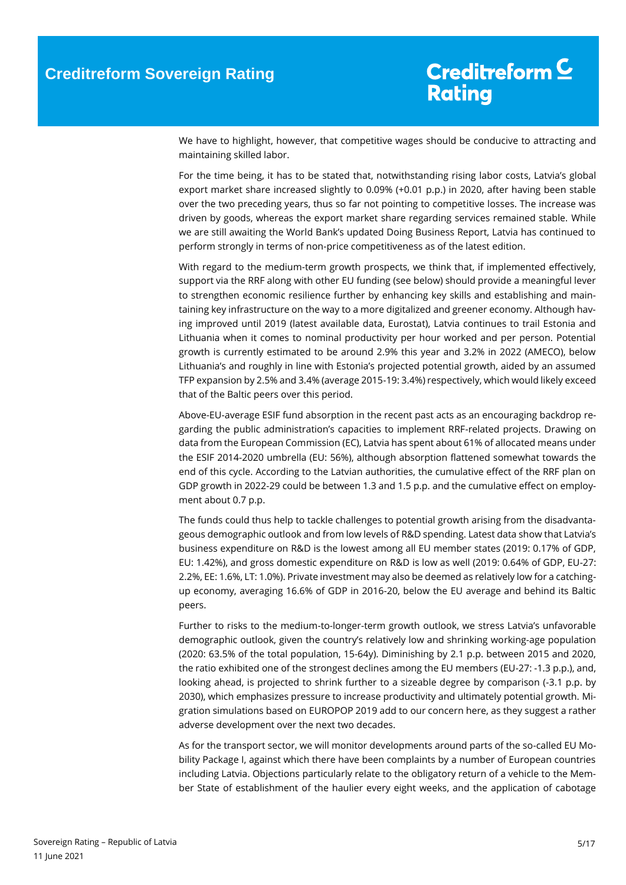We have to highlight, however, that competitive wages should be conducive to attracting and maintaining skilled labor.

For the time being, it has to be stated that, notwithstanding rising labor costs, Latvia's global export market share increased slightly to 0.09% (+0.01 p.p.) in 2020, after having been stable over the two preceding years, thus so far not pointing to competitive losses. The increase was driven by goods, whereas the export market share regarding services remained stable. While we are still awaiting the World Bank's updated Doing Business Report, Latvia has continued to perform strongly in terms of non-price competitiveness as of the latest edition.

With regard to the medium-term growth prospects, we think that, if implemented effectively, support via the RRF along with other EU funding (see below) should provide a meaningful lever to strengthen economic resilience further by enhancing key skills and establishing and maintaining key infrastructure on the way to a more digitalized and greener economy. Although having improved until 2019 (latest available data, Eurostat), Latvia continues to trail Estonia and Lithuania when it comes to nominal productivity per hour worked and per person. Potential growth is currently estimated to be around 2.9% this year and 3.2% in 2022 (AMECO), below Lithuania's and roughly in line with Estonia's projected potential growth, aided by an assumed TFP expansion by 2.5% and 3.4% (average 2015-19: 3.4%) respectively, which would likely exceed that of the Baltic peers over this period.

Above-EU-average ESIF fund absorption in the recent past acts as an encouraging backdrop regarding the public administration's capacities to implement RRF-related projects. Drawing on data from the European Commission (EC), Latvia has spent about 61% of allocated means under the ESIF 2014-2020 umbrella (EU: 56%), although absorption flattened somewhat towards the end of this cycle. According to the Latvian authorities, the cumulative effect of the RRF plan on GDP growth in 2022-29 could be between 1.3 and 1.5 p.p. and the cumulative effect on employment about 0.7 p.p.

The funds could thus help to tackle challenges to potential growth arising from the disadvantageous demographic outlook and from low levels of R&D spending. Latest data show that Latvia's business expenditure on R&D is the lowest among all EU member states (2019: 0.17% of GDP, EU: 1.42%), and gross domestic expenditure on R&D is low as well (2019: 0.64% of GDP, EU-27: 2.2%, EE: 1.6%, LT: 1.0%). Private investment may also be deemed as relatively low for a catching-up economy, averaging 16.6% of GDP in 2016-20, below the EU average and behind its Baltic peers.

Further to risks to the medium-to-longer-term growth outlook, we stress Latvia's unfavorable demographic outlook, given the country's relatively low and shrinking working-age population (2020: 63.5% of the total population, 15-64y). Diminishing by 2.1 p.p. between 2015 and 2020, the ratio exhibited one of the strongest declines among the EU members (EU-27: -1.3 p.p.), and, looking ahead, is projected to shrink further to a sizeable degree by comparison (-3.1 p.p. by 2030), which emphasizes pressure to increase productivity and ultimately potential growth. Migration simulations based on EUROPOP 2019 add to our concern here, as they suggest a rather adverse development over the next two decades.

As for the transport sector, we will monitor developments around parts of the so-called EU Mobility Package I, against which there have been complaints by a number of European countries including Latvia. Objections particularly relate to the obligatory return of a vehicle to the Member State of establishment of the haulier every eight weeks, and the application of cabotage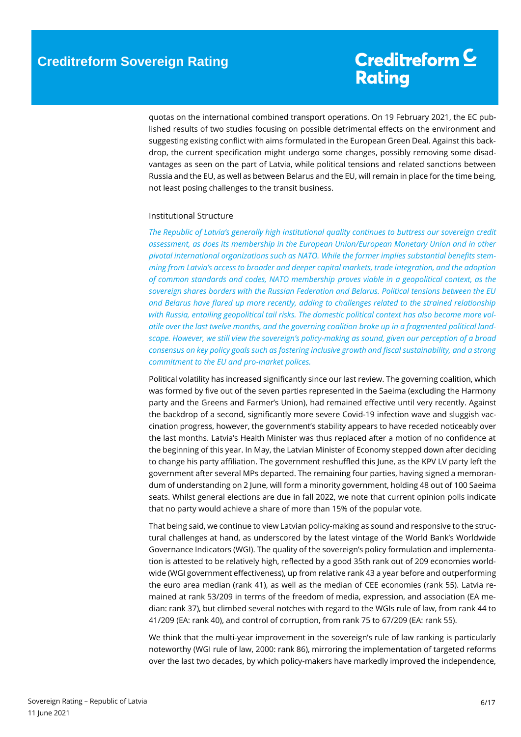quotas on the international combined transport operations. On 19 February 2021, the EC published results of two studies focusing on possible detrimental effects on the environment and suggesting existing conflict with aims formulated in the European Green Deal. Against this backdrop, the current specification might undergo some changes, possibly removing some disadvantages as seen on the part of Latvia, while political tensions and related sanctions between Russia and the EU, as well as between Belarus and the EU, will remain in place for the time being, not least posing challenges to the transit business.

## Institutional Structure

*The Republic of Latvia's generally high institutional quality continues to buttress our sovereign credit assessment, as does its membership in the European Union/European Monetary Union and in other pivotal international organizations such as NATO. While the former implies substantial benefits stemming from Latvia's access to broader and deeper capital markets, trade integration, and the adoption of common standards and codes, NATO membership proves viable in a geopolitical context, as the sovereign shares borders with the Russian Federation and Belarus. Political tensions between the EU and Belarus have flared up more recently, adding to challenges related to the strained relationship with Russia, entailing geopolitical tail risks. The domestic political context has also become more volatile over the last twelve months, and the governing coalition broke up in a fragmented political landscape. However, we still view the sovereign's policy-making as sound, given our perception of a broad consensus on key policy goals such as fostering inclusive growth and fiscal sustainability, and a strong commitment to the EU and pro-market polices.*

Political volatility has increased significantly since our last review. The governing coalition, which was formed by five out of the seven parties represented in the Saeima (excluding the Harmony party and the Greens and Farmer's Union), had remained effective until very recently. Against the backdrop of a second, significantly more severe Covid-19 infection wave and sluggish vaccination progress, however, the government's stability appears to have receded noticeably over the last months. Latvia's Health Minister was thus replaced after a motion of no confidence at the beginning of this year. In May, the Latvian Minister of Economy stepped down after deciding to change his party affiliation. The government reshuffled this June, as the KPV LV party left the government after several MPs departed. The remaining four parties, having signed a memorandum of understanding on 2 June, will form a minority government, holding 48 out of 100 Saeima seats. Whilst general elections are due in fall 2022, we note that current opinion polls indicate that no party would achieve a share of more than 15% of the popular vote.

That being said, we continue to view Latvian policy-making as sound and responsive to the structural challenges at hand, as underscored by the latest vintage of the World Bank's Worldwide Governance Indicators (WGI). The quality of the sovereign's policy formulation and implementation is attested to be relatively high, reflected by a good 35th rank out of 209 economies worldwide (WGI government effectiveness), up from relative rank 43 a year before and outperforming the euro area median (rank 41), as well as the median of CEE economies (rank 55). Latvia remained at rank 53/209 in terms of the freedom of media, expression, and association (EA median: rank 37), but climbed several notches with regard to the WGIs rule of law, from rank 44 to 41/209 (EA: rank 40), and control of corruption, from rank 75 to 67/209 (EA: rank 55).

We think that the multi-year improvement in the sovereign's rule of law ranking is particularly noteworthy (WGI rule of law, 2000: rank 86), mirroring the implementation of targeted reforms over the last two decades, by which policy-makers have markedly improved the independence,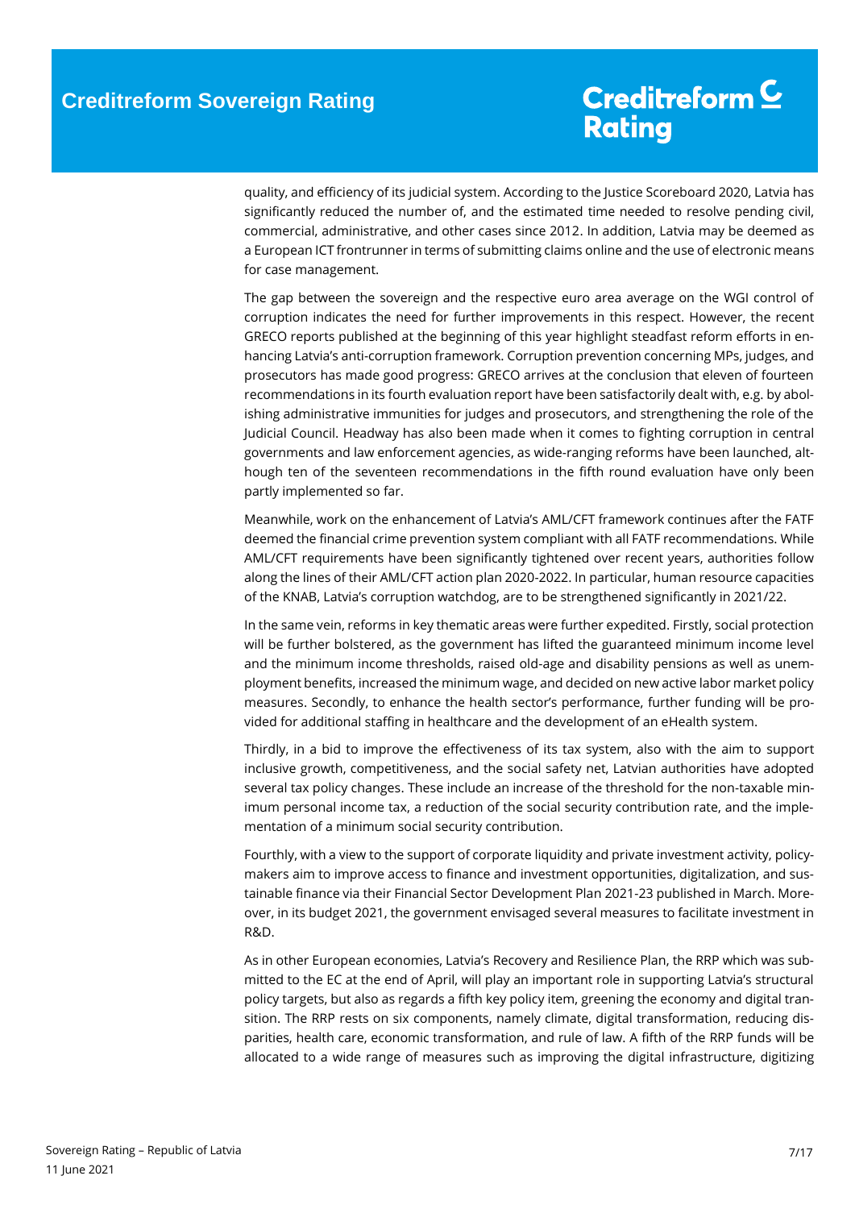quality, and efficiency of its judicial system. According to the Justice Scoreboard 2020, Latvia has significantly reduced the number of, and the estimated time needed to resolve pending civil, commercial, administrative, and other cases since 2012. In addition, Latvia may be deemed as a European ICT frontrunner in terms of submitting claims online and the use of electronic means for case management.

The gap between the sovereign and the respective euro area average on the WGI control of corruption indicates the need for further improvements in this respect. However, the recent GRECO reports published at the beginning of this year highlight steadfast reform efforts in enhancing Latvia's anti-corruption framework. Corruption prevention concerning MPs, judges, and prosecutors has made good progress: GRECO arrives at the conclusion that eleven of fourteen recommendations in its fourth evaluation report have been satisfactorily dealt with, e.g. by abolishing administrative immunities for judges and prosecutors, and strengthening the role of the Judicial Council. Headway has also been made when it comes to fighting corruption in central governments and law enforcement agencies, as wide-ranging reforms have been launched, although ten of the seventeen recommendations in the fifth round evaluation have only been partly implemented so far.

Meanwhile, work on the enhancement of Latvia's AML/CFT framework continues after the FATF deemed the financial crime prevention system compliant with all FATF recommendations. While AML/CFT requirements have been significantly tightened over recent years, authorities follow along the lines of their AML/CFT action plan 2020-2022. In particular, human resource capacities of the KNAB, Latvia's corruption watchdog, are to be strengthened significantly in 2021/22.

In the same vein, reforms in key thematic areas were further expedited. Firstly, social protection will be further bolstered, as the government has lifted the guaranteed minimum income level and the minimum income thresholds, raised old-age and disability pensions as well as unemployment benefits, increased the minimum wage, and decided on new active labor market policy measures. Secondly, to enhance the health sector's performance, further funding will be provided for additional staffing in healthcare and the development of an eHealth system.

Thirdly, in a bid to improve the effectiveness of its tax system, also with the aim to support inclusive growth, competitiveness, and the social safety net, Latvian authorities have adopted several tax policy changes. These include an increase of the threshold for the non-taxable minimum personal income tax, a reduction of the social security contribution rate, and the implementation of a minimum social security contribution.

Fourthly, with a view to the support of corporate liquidity and private investment activity, policymakers aim to improve access to finance and investment opportunities, digitalization, and sustainable finance via their Financial Sector Development Plan 2021-23 published in March. Moreover, in its budget 2021, the government envisaged several measures to facilitate investment in R&D.

As in other European economies, Latvia's Recovery and Resilience Plan, the RRP which was submitted to the EC at the end of April, will play an important role in supporting Latvia's structural policy targets, but also as regards a fifth key policy item, greening the economy and digital transition. The RRP rests on six components, namely climate, digital transformation, reducing disparities, health care, economic transformation, and rule of law. A fifth of the RRP funds will be allocated to a wide range of measures such as improving the digital infrastructure, digitizing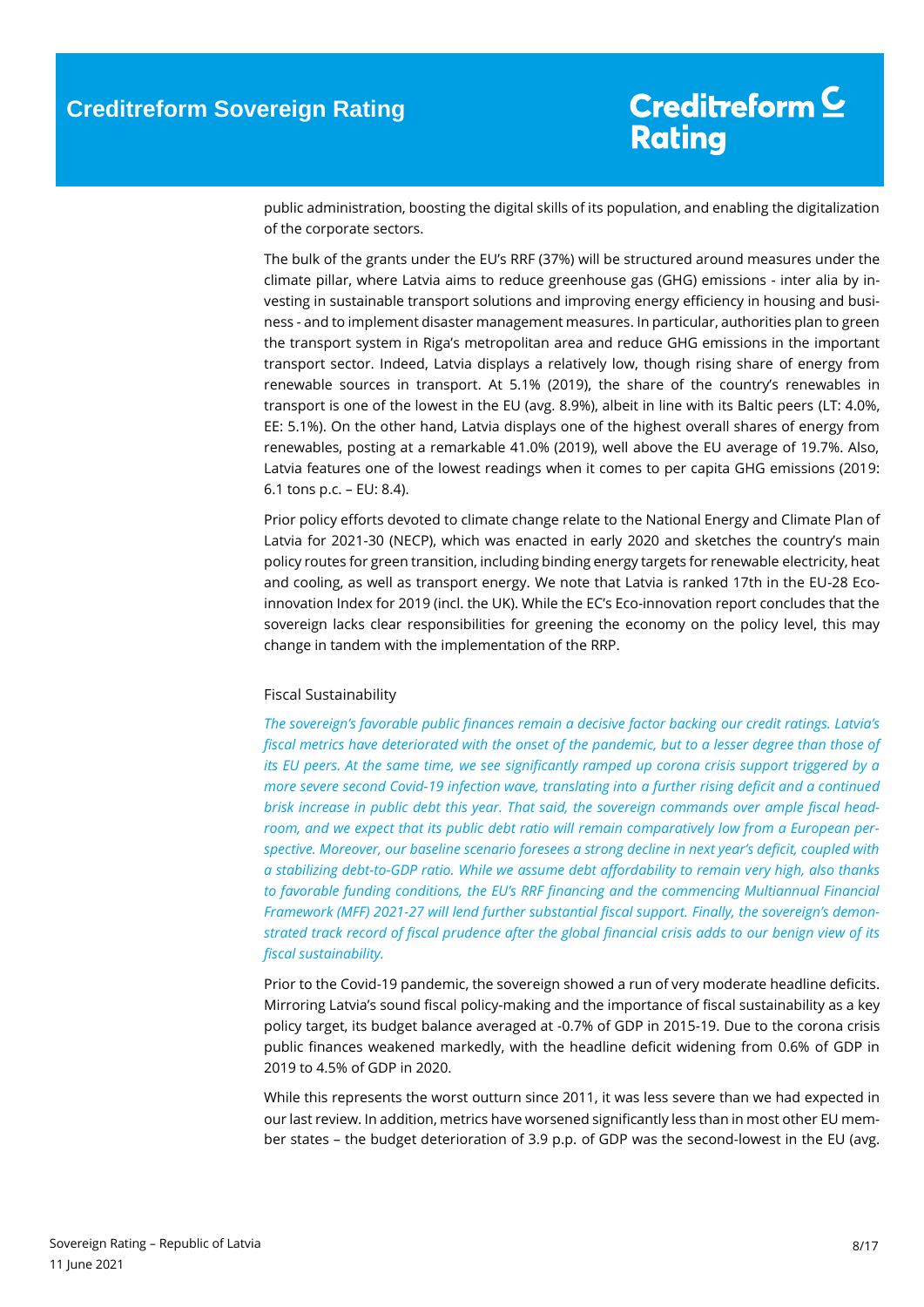public administration, boosting the digital skills of its population, and enabling the digitalization of the corporate sectors.

The bulk of the grants under the EU's RRF (37%) will be structured around measures under the climate pillar, where Latvia aims to reduce greenhouse gas (GHG) emissions - inter alia by investing in sustainable transport solutions and improving energy efficiency in housing and business - and to implement disaster management measures. In particular, authorities plan to green the transport system in Riga's metropolitan area and reduce GHG emissions in the important transport sector. Indeed, Latvia displays a relatively low, though rising share of energy from renewable sources in transport. At 5.1% (2019), the share of the country's renewables in transport is one of the lowest in the EU (avg. 8.9%), albeit in line with its Baltic peers (LT: 4.0%, EE: 5.1%). On the other hand, Latvia displays one of the highest overall shares of energy from renewables, posting at a remarkable 41.0% (2019), well above the EU average of 19.7%. Also, Latvia features one of the lowest readings when it comes to per capita GHG emissions (2019: 6.1 tons p.c. – EU: 8.4).

Prior policy efforts devoted to climate change relate to the National Energy and Climate Plan of Latvia for 2021-30 (NECP), which was enacted in early 2020 and sketches the country's main policy routes for green transition, including binding energy targets for renewable electricity, heat and cooling, as well as transport energy. We note that Latvia is ranked 17th in the EU-28 Eco-innovation Index for 2019 (incl. the UK). While the EC's Eco-innovation report concludes that the sovereign lacks clear responsibilities for greening the economy on the policy level, this may change in tandem with the implementation of the RRP.

## Fiscal Sustainability

*The sovereign's favorable public finances remain a decisive factor backing our credit ratings. Latvia's fiscal metrics have deteriorated with the onset of the pandemic, but to a lesser degree than those of its EU peers. At the same time, we see significantly ramped up corona crisis support triggered by a more severe second Covid-19 infection wave, translating into a further rising deficit and a continued brisk increase in public debt this year. That said, the sovereign commands over ample fiscal headroom, and we expect that its public debt ratio will remain comparatively low from a European perspective. Moreover, our baseline scenario foresees a strong decline in next year's deficit, coupled with a stabilizing debt-to-GDP ratio. While we assume debt affordability to remain very high, also thanks to favorable funding conditions, the EU's RRF financing and the commencing Multiannual Financial Framework (MFF) 2021-27 will lend further substantial fiscal support. Finally, the sovereign's demonstrated track record of fiscal prudence after the global financial crisis adds to our benign view of its fiscal sustainability.*

Prior to the Covid-19 pandemic, the sovereign showed a run of very moderate headline deficits. Mirroring Latvia's sound fiscal policy-making and the importance of fiscal sustainability as a key policy target, its budget balance averaged at -0.7% of GDP in 2015-19. Due to the corona crisis public finances weakened markedly, with the headline deficit widening from 0.6% of GDP in 2019 to 4.5% of GDP in 2020.

While this represents the worst outturn since 2011, it was less severe than we had expected in our last review. In addition, metrics have worsened significantly less than in most other EU member states – the budget deterioration of 3.9 p.p. of GDP was the second-lowest in the EU (avg.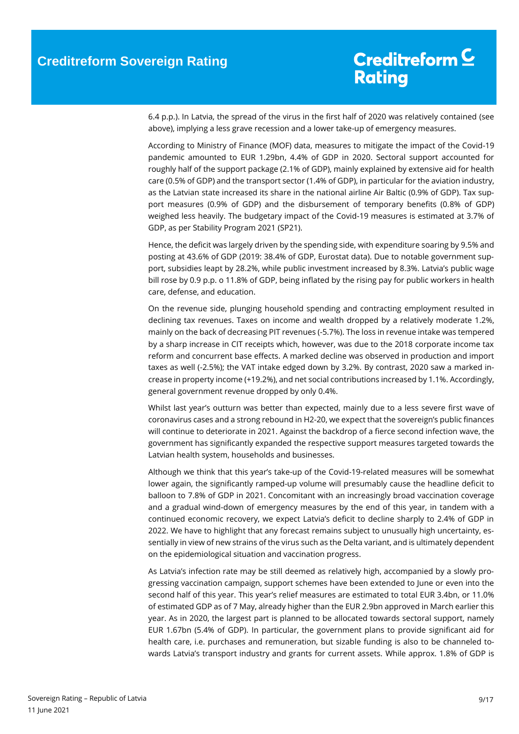6.4 p.p.). In Latvia, the spread of the virus in the first half of 2020 was relatively contained (see above), implying a less grave recession and a lower take-up of emergency measures.

According to Ministry of Finance (MOF) data, measures to mitigate the impact of the Covid-19 pandemic amounted to EUR 1.29bn, 4.4% of GDP in 2020. Sectoral support accounted for roughly half of the support package (2.1% of GDP), mainly explained by extensive aid for health care (0.5% of GDP) and the transport sector (1.4% of GDP), in particular for the aviation industry, as the Latvian state increased its share in the national airline Air Baltic (0.9% of GDP). Tax support measures (0.9% of GDP) and the disbursement of temporary benefits (0.8% of GDP) weighed less heavily. The budgetary impact of the Covid-19 measures is estimated at 3.7% of GDP, as per Stability Program 2021 (SP21).

Hence, the deficit was largely driven by the spending side, with expenditure soaring by 9.5% and posting at 43.6% of GDP (2019: 38.4% of GDP, Eurostat data). Due to notable government support, subsidies leapt by 28.2%, while public investment increased by 8.3%. Latvia's public wage bill rose by 0.9 p.p. o 11.8% of GDP, being inflated by the rising pay for public workers in health care, defense, and education.

On the revenue side, plunging household spending and contracting employment resulted in declining tax revenues. Taxes on income and wealth dropped by a relatively moderate 1.2%, mainly on the back of decreasing PIT revenues (-5.7%). The loss in revenue intake was tempered by a sharp increase in CIT receipts which, however, was due to the 2018 corporate income tax reform and concurrent base effects. A marked decline was observed in production and import taxes as well (-2.5%); the VAT intake edged down by 3.2%. By contrast, 2020 saw a marked increase in property income (+19.2%), and net social contributions increased by 1.1%. Accordingly, general government revenue dropped by only 0.4%.

Whilst last year's outturn was better than expected, mainly due to a less severe first wave of coronavirus cases and a strong rebound in H2-20, we expect that the sovereign's public finances will continue to deteriorate in 2021. Against the backdrop of a fierce second infection wave, the government has significantly expanded the respective support measures targeted towards the Latvian health system, households and businesses.

Although we think that this year's take-up of the Covid-19-related measures will be somewhat lower again, the significantly ramped-up volume will presumably cause the headline deficit to balloon to 7.8% of GDP in 2021. Concomitant with an increasingly broad vaccination coverage and a gradual wind-down of emergency measures by the end of this year, in tandem with a continued economic recovery, we expect Latvia's deficit to decline sharply to 2.4% of GDP in 2022. We have to highlight that any forecast remains subject to unusually high uncertainty, essentially in view of new strains of the virus such as the Delta variant, and is ultimately dependent on the epidemiological situation and vaccination progress.

As Latvia's infection rate may be still deemed as relatively high, accompanied by a slowly progressing vaccination campaign, support schemes have been extended to June or even into the second half of this year. This year's relief measures are estimated to total EUR 3.4bn, or 11.0% of estimated GDP as of 7 May, already higher than the EUR 2.9bn approved in March earlier this year. As in 2020, the largest part is planned to be allocated towards sectoral support, namely EUR 1.67bn (5.4% of GDP). In particular, the government plans to provide significant aid for health care, i.e. purchases and remuneration, but sizable funding is also to be channeled towards Latvia's transport industry and grants for current assets. While approx. 1.8% of GDP is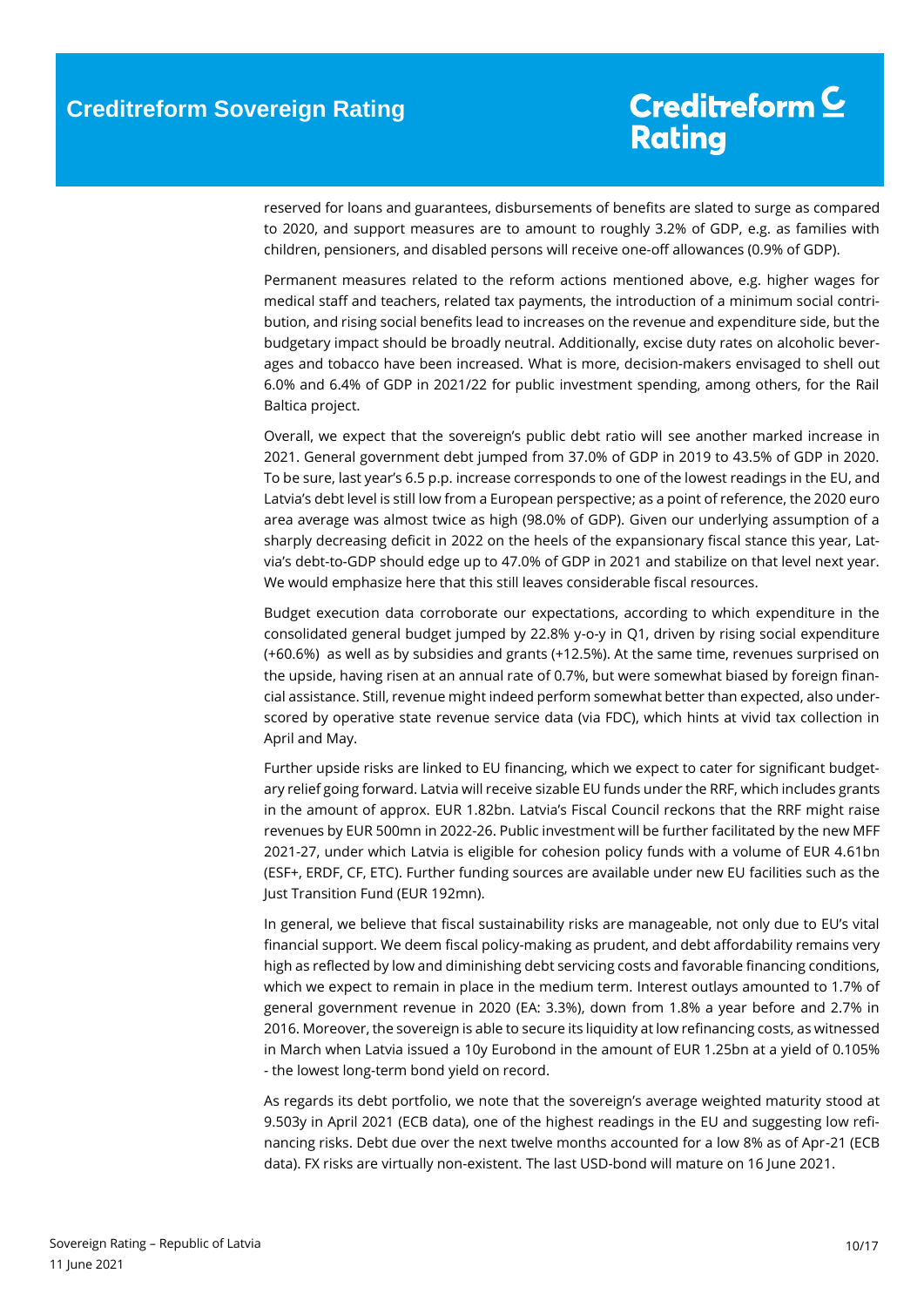reserved for loans and guarantees, disbursements of benefits are slated to surge as compared to 2020, and support measures are to amount to roughly 3.2% of GDP, e.g. as families with children, pensioners, and disabled persons will receive one-off allowances (0.9% of GDP).

Permanent measures related to the reform actions mentioned above, e.g. higher wages for medical staff and teachers, related tax payments, the introduction of a minimum social contribution, and rising social benefits lead to increases on the revenue and expenditure side, but the budgetary impact should be broadly neutral. Additionally, excise duty rates on alcoholic beverages and tobacco have been increased. What is more, decision-makers envisaged to shell out 6.0% and 6.4% of GDP in 2021/22 for public investment spending, among others, for the Rail Baltica project.

Overall, we expect that the sovereign's public debt ratio will see another marked increase in 2021. General government debt jumped from 37.0% of GDP in 2019 to 43.5% of GDP in 2020. To be sure, last year's 6.5 p.p. increase corresponds to one of the lowest readings in the EU, and Latvia's debt level is still low from a European perspective; as a point of reference, the 2020 euro area average was almost twice as high (98.0% of GDP). Given our underlying assumption of a sharply decreasing deficit in 2022 on the heels of the expansionary fiscal stance this year, Latvia's debt-to-GDP should edge up to 47.0% of GDP in 2021 and stabilize on that level next year. We would emphasize here that this still leaves considerable fiscal resources.

Budget execution data corroborate our expectations, according to which expenditure in the consolidated general budget jumped by 22.8% y-o-y in Q1, driven by rising social expenditure (+60.6%) as well as by subsidies and grants (+12.5%). At the same time, revenues surprised on the upside, having risen at an annual rate of 0.7%, but were somewhat biased by foreign financial assistance. Still, revenue might indeed perform somewhat better than expected, also underscored by operative state revenue service data (via FDC), which hints at vivid tax collection in April and May.

Further upside risks are linked to EU financing, which we expect to cater for significant budgetary relief going forward. Latvia will receive sizable EU funds under the RRF, which includes grants in the amount of approx. EUR 1.82bn. Latvia's Fiscal Council reckons that the RRF might raise revenues by EUR 500mn in 2022-26. Public investment will be further facilitated by the new MFF 2021-27, under which Latvia is eligible for cohesion policy funds with a volume of EUR 4.61bn (ESF+, ERDF, CF, ETC). Further funding sources are available under new EU facilities such as the Just Transition Fund (EUR 192mn).

In general, we believe that fiscal sustainability risks are manageable, not only due to EU's vital financial support. We deem fiscal policy-making as prudent, and debt affordability remains very high as reflected by low and diminishing debt servicing costs and favorable financing conditions, which we expect to remain in place in the medium term. Interest outlays amounted to 1.7% of general government revenue in 2020 (EA: 3.3%), down from 1.8% a year before and 2.7% in 2016. Moreover, the sovereign is able to secure its liquidity at low refinancing costs, as witnessed in March when Latvia issued a 10y Eurobond in the amount of EUR 1.25bn at a yield of 0.105% - the lowest long-term bond yield on record.

As regards its debt portfolio, we note that the sovereign's average weighted maturity stood at 9.503y in April 2021 (ECB data), one of the highest readings in the EU and suggesting low refinancing risks. Debt due over the next twelve months accounted for a low 8% as of Apr-21 (ECB data). FX risks are virtually non-existent. The last USD-bond will mature on 16 June 2021.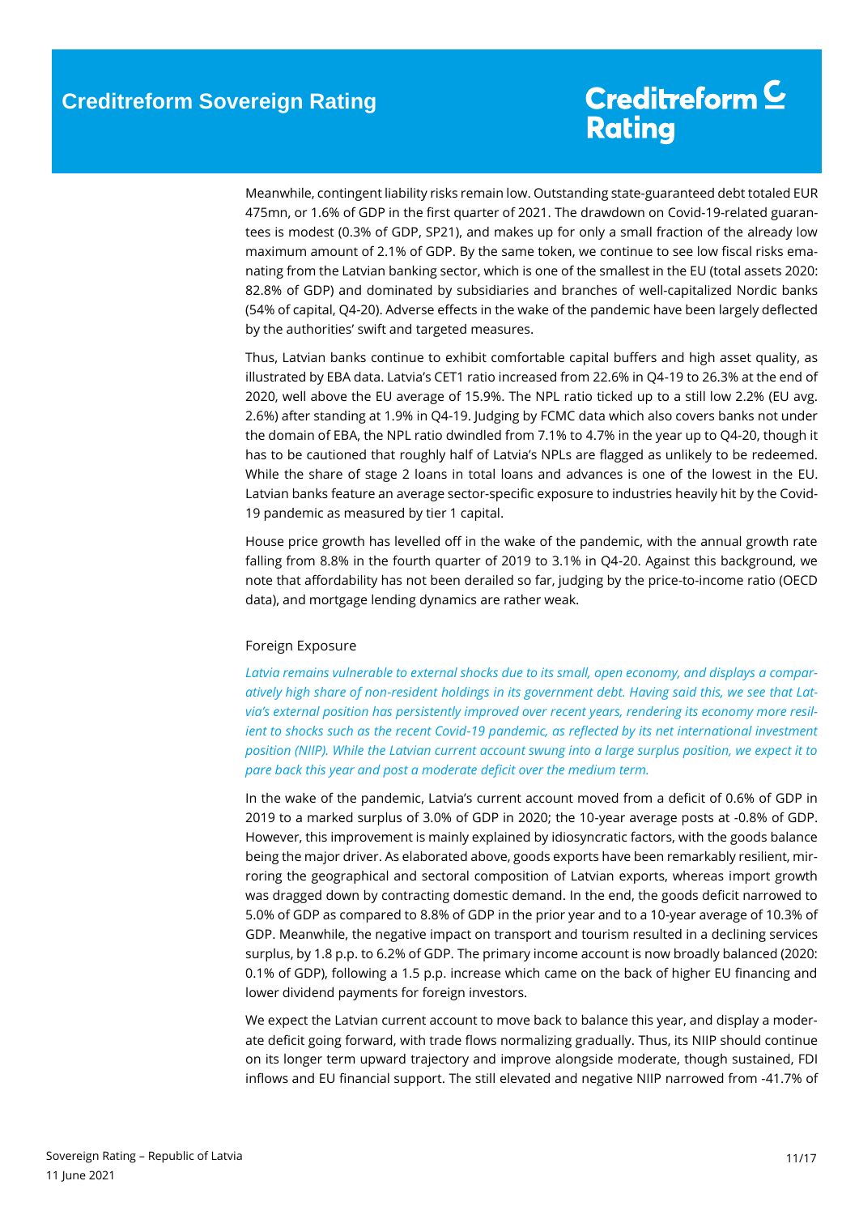Meanwhile, contingent liability risks remain low. Outstanding state-guaranteed debt totaled EUR 475mn, or 1.6% of GDP in the first quarter of 2021. The drawdown on Covid-19-related guarantees is modest (0.3% of GDP, SP21), and makes up for only a small fraction of the already low maximum amount of 2.1% of GDP. By the same token, we continue to see low fiscal risks emanating from the Latvian banking sector, which is one of the smallest in the EU (total assets 2020: 82.8% of GDP) and dominated by subsidiaries and branches of well-capitalized Nordic banks (54% of capital, Q4-20). Adverse effects in the wake of the pandemic have been largely deflected by the authorities' swift and targeted measures.

Thus, Latvian banks continue to exhibit comfortable capital buffers and high asset quality, as illustrated by EBA data. Latvia's CET1 ratio increased from 22.6% in Q4-19 to 26.3% at the end of 2020, well above the EU average of 15.9%. The NPL ratio ticked up to a still low 2.2% (EU avg. 2.6%) after standing at 1.9% in Q4-19. Judging by FCMC data which also covers banks not under the domain of EBA, the NPL ratio dwindled from 7.1% to 4.7% in the year up to Q4-20, though it has to be cautioned that roughly half of Latvia's NPLs are flagged as unlikely to be redeemed. While the share of stage 2 loans in total loans and advances is one of the lowest in the EU. Latvian banks feature an average sector-specific exposure to industries heavily hit by the Covid-19 pandemic as measured by tier 1 capital.

House price growth has levelled off in the wake of the pandemic, with the annual growth rate falling from 8.8% in the fourth quarter of 2019 to 3.1% in Q4-20. Against this background, we note that affordability has not been derailed so far, judging by the price-to-income ratio (OECD data), and mortgage lending dynamics are rather weak.

## Foreign Exposure

*Latvia remains vulnerable to external shocks due to its small, open economy, and displays a comparatively high share of non-resident holdings in its government debt. Having said this, we see that Latvia's external position has persistently improved over recent years, rendering its economy more resilient to shocks such as the recent Covid-19 pandemic, as reflected by its net international investment position (NIIP). While the Latvian current account swung into a large surplus position, we expect it to pare back this year and post a moderate deficit over the medium term.*

In the wake of the pandemic, Latvia's current account moved from a deficit of 0.6% of GDP in 2019 to a marked surplus of 3.0% of GDP in 2020; the 10-year average posts at -0.8% of GDP. However, this improvement is mainly explained by idiosyncratic factors, with the goods balance being the major driver. As elaborated above, goods exports have been remarkably resilient, mirroring the geographical and sectoral composition of Latvian exports, whereas import growth was dragged down by contracting domestic demand. In the end, the goods deficit narrowed to 5.0% of GDP as compared to 8.8% of GDP in the prior year and to a 10-year average of 10.3% of GDP. Meanwhile, the negative impact on transport and tourism resulted in a declining services surplus, by 1.8 p.p. to 6.2% of GDP. The primary income account is now broadly balanced (2020: 0.1% of GDP), following a 1.5 p.p. increase which came on the back of higher EU financing and lower dividend payments for foreign investors.

We expect the Latvian current account to move back to balance this year, and display a moderate deficit going forward, with trade flows normalizing gradually. Thus, its NIIP should continue on its longer term upward trajectory and improve alongside moderate, though sustained, FDI inflows and EU financial support. The still elevated and negative NIIP narrowed from -41.7% of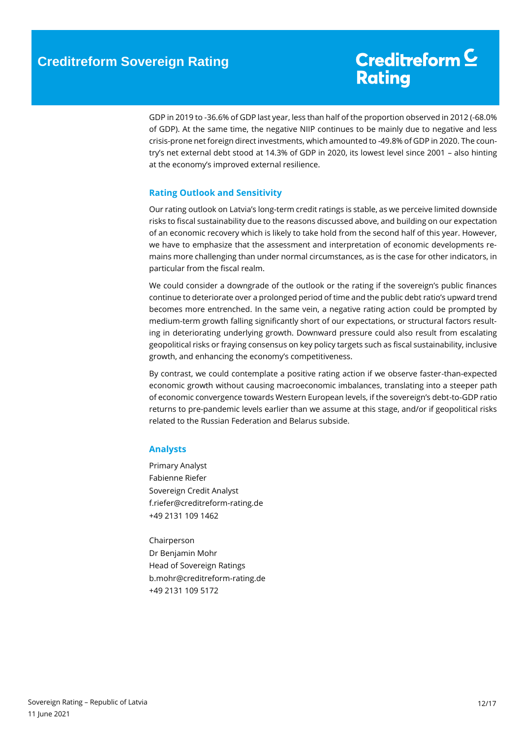GDP in 2019 to -36.6% of GDP last year, less than half of the proportion observed in 2012 (-68.0% of GDP). At the same time, the negative NIIP continues to be mainly due to negative and less crisis-prone net foreign direct investments, which amounted to -49.8% of GDP in 2020. The country's net external debt stood at 14.3% of GDP in 2020, its lowest level since 2001 – also hinting at the economy's improved external resilience.

## Rating Outlook and Sensitivity

Our rating outlook on Latvia's long-term credit ratings is stable, as we perceive limited downside risks to fiscal sustainability due to the reasons discussed above, and building on our expectation of an economic recovery which is likely to take hold from the second half of this year. However, we have to emphasize that the assessment and interpretation of economic developments remains more challenging than under normal circumstances, as is the case for other indicators, in particular from the fiscal realm.

We could consider a downgrade of the outlook or the rating if the sovereign's public finances continue to deteriorate over a prolonged period of time and the public debt ratio's upward trend becomes more entrenched. In the same vein, a negative rating action could be prompted by medium-term growth falling significantly short of our expectations, or structural factors resulting in deteriorating underlying growth. Downward pressure could also result from escalating geopolitical risks or fraying consensus on key policy targets such as fiscal sustainability, inclusive growth, and enhancing the economy's competitiveness.

By contrast, we could contemplate a positive rating action if we observe faster-than-expected economic growth without causing macroeconomic imbalances, translating into a steeper path of economic convergence towards Western European levels, if the sovereign's debt-to-GDP ratio returns to pre-pandemic levels earlier than we assume at this stage, and/or if geopolitical risks related to the Russian Federation and Belarus subside.

## Analysts

Primary Analyst
Fabienne Riefer
Sovereign Credit Analyst
f.riefer@creditreform-rating.de
+49 2131 109 1462

Chairperson
Dr Benjamin Mohr
Head of Sovereign Ratings
b.mohr@creditreform-rating.de
+49 2131 109 5172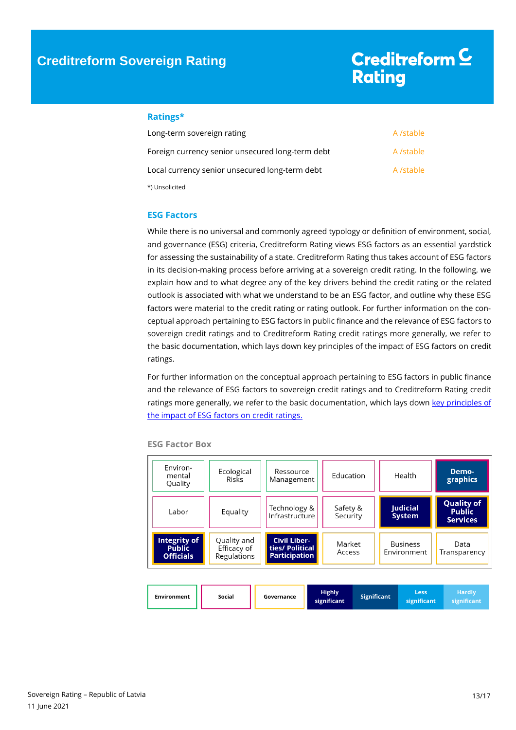### Ratings*

| | |
|---|---|
| Long-term sovereign rating | A /stable |
| Foreign currency senior unsecured long-term debt | A /stable |
| Local currency senior unsecured long-term debt | A /stable |

*) Unsolicited

### ESG Factors

While there is no universal and commonly agreed typology or definition of environment, social, and governance (ESG) criteria, Creditreform Rating views ESG factors as an essential yardstick for assessing the sustainability of a state. Creditreform Rating thus takes account of ESG factors in its decision-making process before arriving at a sovereign credit rating. In the following, we explain how and to what degree any of the key drivers behind the credit rating or the related outlook is associated with what we understand to be an ESG factor, and outline why these ESG factors were material to the credit rating or rating outlook. For further information on the conceptual approach pertaining to ESG factors in public finance and the relevance of ESG factors to sovereign credit ratings and to Creditreform Rating credit ratings more generally, we refer to the basic documentation, which lays down key principles of the impact of ESG factors on credit ratings.

For further information on the conceptual approach pertaining to ESG factors in public finance and the relevance of ESG factors to sovereign credit ratings and to Creditreform Rating credit ratings more generally, we refer to the basic documentation, which lays down [key principles of the impact of ESG factors on credit ratings.]

#### ESG Factor Box

| | | | | | |
|---|---|---|---|---|---|
| Environmental Quality | Ecological Risks | Ressource Management | Education | Health | **Demographics** |
| Labor | Equality | Technology & Infrastructure | Safety & Security | **Judicial System** | **Quality of Public Services** |
| **Integrity of Public Officials** | Quality and Efficacy of Regulations | **Civil Liberties/ Political Participation** | Market Access | Business Environment | Data Transparency |

| Environment | Social | Governance | Highly significant | Significant | Less significant | Hardly significant |
|---|---|---|---|---|---|---|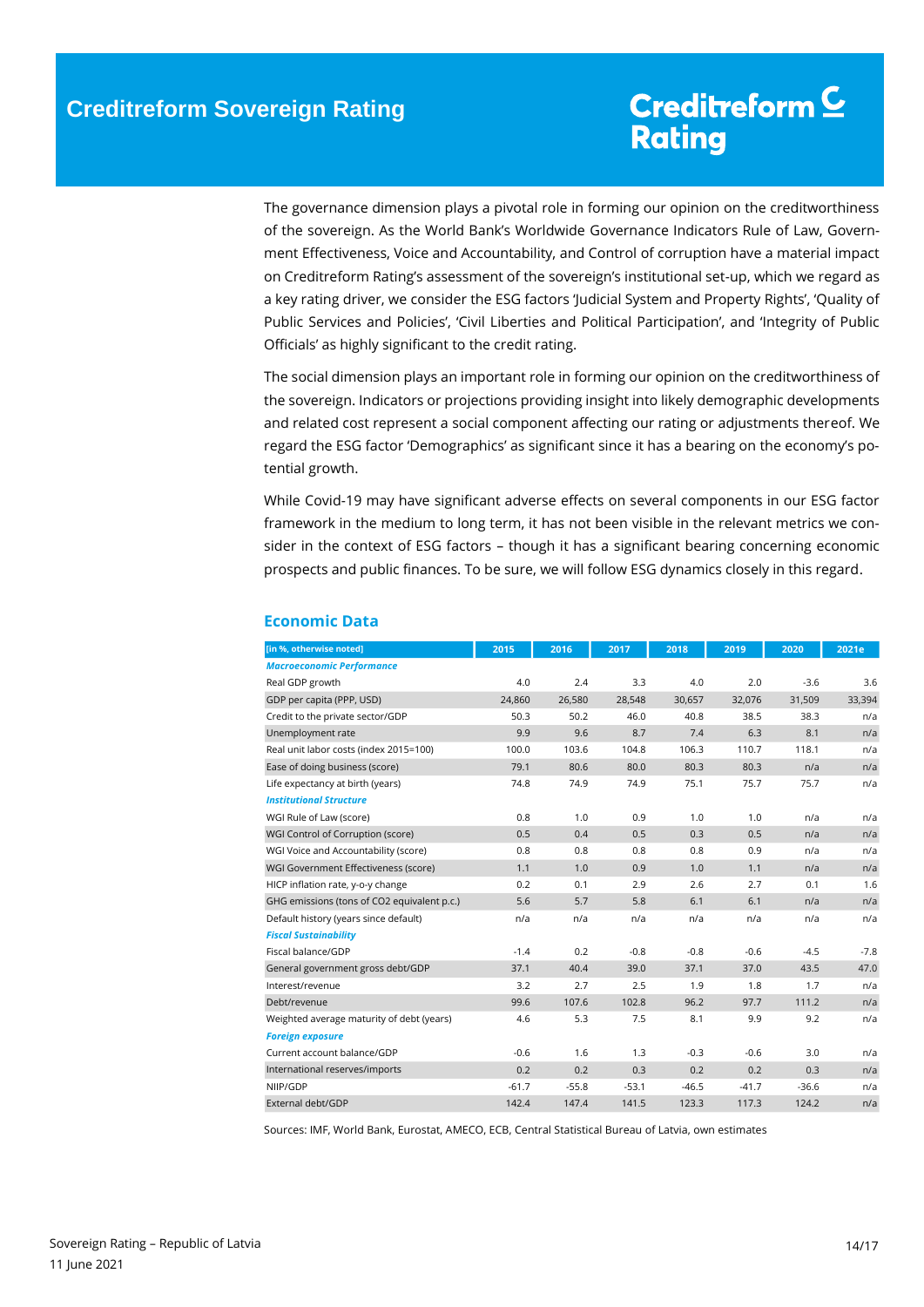The governance dimension plays a pivotal role in forming our opinion on the creditworthiness of the sovereign. As the World Bank's Worldwide Governance Indicators Rule of Law, Government Effectiveness, Voice and Accountability, and Control of corruption have a material impact on Creditreform Rating's assessment of the sovereign's institutional set-up, which we regard as a key rating driver, we consider the ESG factors 'Judicial System and Property Rights', 'Quality of Public Services and Policies', 'Civil Liberties and Political Participation', and 'Integrity of Public Officials' as highly significant to the credit rating.

The social dimension plays an important role in forming our opinion on the creditworthiness of the sovereign. Indicators or projections providing insight into likely demographic developments and related cost represent a social component affecting our rating or adjustments thereof. We regard the ESG factor 'Demographics' as significant since it has a bearing on the economy's potential growth.

While Covid-19 may have significant adverse effects on several components in our ESG factor framework in the medium to long term, it has not been visible in the relevant metrics we consider in the context of ESG factors – though it has a significant bearing concerning economic prospects and public finances. To be sure, we will follow ESG dynamics closely in this regard.

## Economic Data

| [in %, otherwise noted] | 2015 | 2016 | 2017 | 2018 | 2019 | 2020 | 2021e |
|---|---|---|---|---|---|---|---|
| ***Macroeconomic Performance*** | | | | | | | |
| Real GDP growth | 4.0 | 2.4 | 3.3 | 4.0 | 2.0 | -3.6 | 3.6 |
| GDP per capita (PPP, USD) | 24,860 | 26,580 | 28,548 | 30,657 | 32,076 | 31,509 | 33,394 |
| Credit to the private sector/GDP | 50.3 | 50.2 | 46.0 | 40.8 | 38.5 | 38.3 | n/a |
| Unemployment rate | 9.9 | 9.6 | 8.7 | 7.4 | 6.3 | 8.1 | n/a |
| Real unit labor costs (index 2015=100) | 100.0 | 103.6 | 104.8 | 106.3 | 110.7 | 118.1 | n/a |
| Ease of doing business (score) | 79.1 | 80.6 | 80.0 | 80.3 | 80.3 | n/a | n/a |
| Life expectancy at birth (years) | 74.8 | 74.9 | 74.9 | 75.1 | 75.7 | 75.7 | n/a |
| ***Institutional Structure*** | | | | | | | |
| WGI Rule of Law (score) | 0.8 | 1.0 | 0.9 | 1.0 | 1.0 | n/a | n/a |
| WGI Control of Corruption (score) | 0.5 | 0.4 | 0.5 | 0.3 | 0.5 | n/a | n/a |
| WGI Voice and Accountability (score) | 0.8 | 0.8 | 0.8 | 0.8 | 0.9 | n/a | n/a |
| WGI Government Effectiveness (score) | 1.1 | 1.0 | 0.9 | 1.0 | 1.1 | n/a | n/a |
| HICP inflation rate, y-o-y change | 0.2 | 0.1 | 2.9 | 2.6 | 2.7 | 0.1 | 1.6 |
| GHG emissions (tons of CO2 equivalent p.c.) | 5.6 | 5.7 | 5.8 | 6.1 | 6.1 | n/a | n/a |
| Default history (years since default) | n/a | n/a | n/a | n/a | n/a | n/a | n/a |
| ***Fiscal Sustainability*** | | | | | | | |
| Fiscal balance/GDP | -1.4 | 0.2 | -0.8 | -0.8 | -0.6 | -4.5 | -7.8 |
| General government gross debt/GDP | 37.1 | 40.4 | 39.0 | 37.1 | 37.0 | 43.5 | 47.0 |
| Interest/revenue | 3.2 | 2.7 | 2.5 | 1.9 | 1.8 | 1.7 | n/a |
| Debt/revenue | 99.6 | 107.6 | 102.8 | 96.2 | 97.7 | 111.2 | n/a |
| Weighted average maturity of debt (years) | 4.6 | 5.3 | 7.5 | 8.1 | 9.9 | 9.2 | n/a |
| ***Foreign exposure*** | | | | | | | |
| Current account balance/GDP | -0.6 | 1.6 | 1.3 | -0.3 | -0.6 | 3.0 | n/a |
| International reserves/imports | 0.2 | 0.2 | 0.3 | 0.2 | 0.2 | 0.3 | n/a |
| NIIP/GDP | -61.7 | -55.8 | -53.1 | -46.5 | -41.7 | -36.6 | n/a |
| External debt/GDP | 142.4 | 147.4 | 141.5 | 123.3 | 117.3 | 124.2 | n/a |

Sources: IMF, World Bank, Eurostat, AMECO, ECB, Central Statistical Bureau of Latvia, own estimates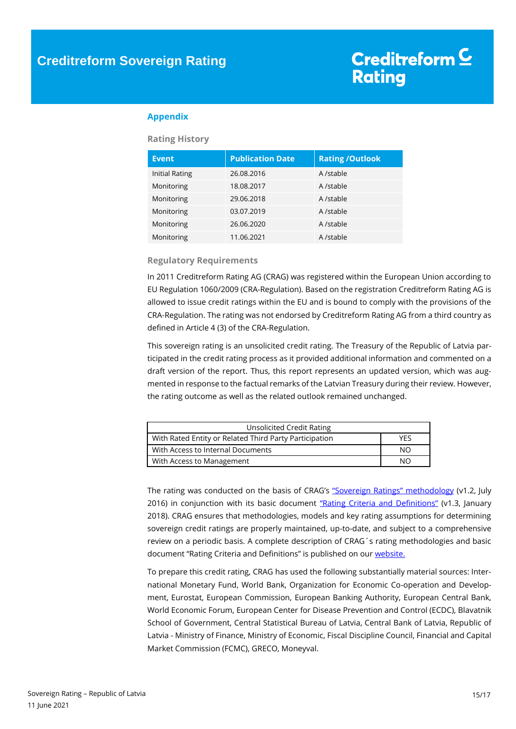## Appendix

### Rating History

| Event | Publication Date | Rating /Outlook |
|---|---|---|
| Initial Rating | 26.08.2016 | A /stable |
| Monitoring | 18.08.2017 | A /stable |
| Monitoring | 29.06.2018 | A /stable |
| Monitoring | 03.07.2019 | A /stable |
| Monitoring | 26.06.2020 | A /stable |
| Monitoring | 11.06.2021 | A /stable |

### Regulatory Requirements

In 2011 Creditreform Rating AG (CRAG) was registered within the European Union according to EU Regulation 1060/2009 (CRA-Regulation). Based on the registration Creditreform Rating AG is allowed to issue credit ratings within the EU and is bound to comply with the provisions of the CRA-Regulation. The rating was not endorsed by Creditreform Rating AG from a third country as defined in Article 4 (3) of the CRA-Regulation.

This sovereign rating is an unsolicited credit rating. The Treasury of the Republic of Latvia participated in the credit rating process as it provided additional information and commented on a draft version of the report. Thus, this report represents an updated version, which was augmented in response to the factual remarks of the Latvian Treasury during their review. However, the rating outcome as well as the related outlook remained unchanged.

| Unsolicited Credit Rating | |
|---|---|
| With Rated Entity or Related Third Party Participation | YES |
| With Access to Internal Documents | NO |
| With Access to Management | NO |

The rating was conducted on the basis of CRAG's "Sovereign Ratings" methodology (v1.2, July 2016) in conjunction with its basic document "Rating Criteria and Definitions" (v1.3, January 2018). CRAG ensures that methodologies, models and key rating assumptions for determining sovereign credit ratings are properly maintained, up-to-date, and subject to a comprehensive review on a periodic basis. A complete description of CRAG´s rating methodologies and basic document "Rating Criteria and Definitions" is published on our website.

To prepare this credit rating, CRAG has used the following substantially material sources: International Monetary Fund, World Bank, Organization for Economic Co-operation and Development, Eurostat, European Commission, European Banking Authority, European Central Bank, World Economic Forum, European Center for Disease Prevention and Control (ECDC), Blavatnik School of Government, Central Statistical Bureau of Latvia, Central Bank of Latvia, Republic of Latvia - Ministry of Finance, Ministry of Economic, Fiscal Discipline Council, Financial and Capital Market Commission (FCMC), GRECO, Moneyval.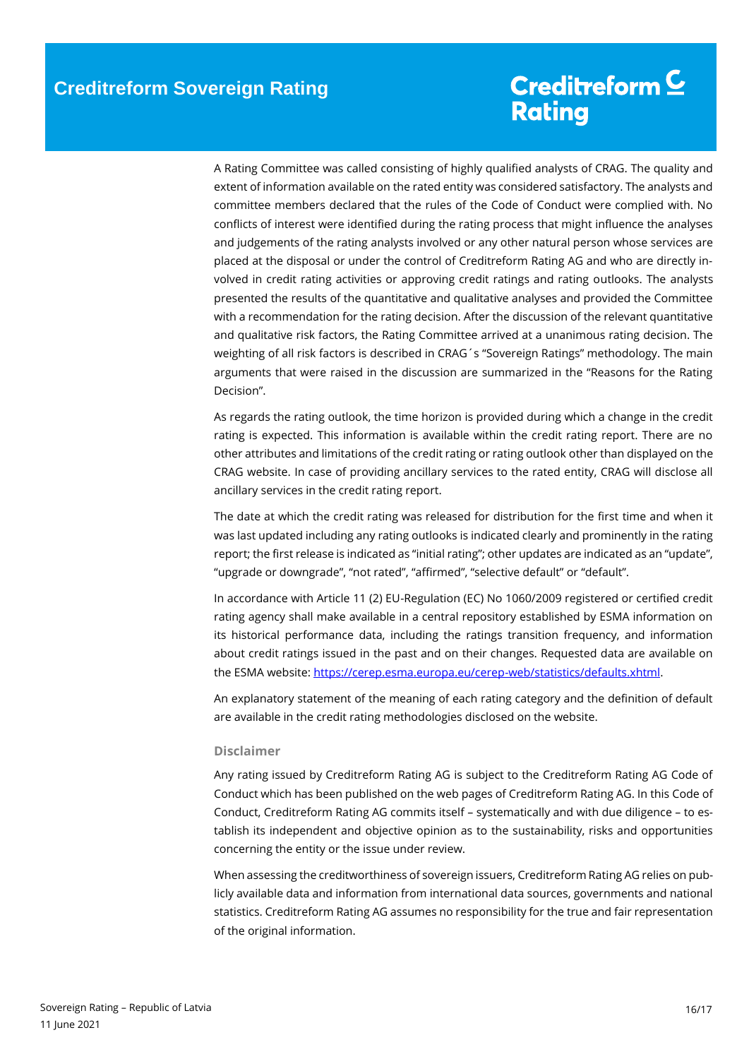A Rating Committee was called consisting of highly qualified analysts of CRAG. The quality and extent of information available on the rated entity was considered satisfactory. The analysts and committee members declared that the rules of the Code of Conduct were complied with. No conflicts of interest were identified during the rating process that might influence the analyses and judgements of the rating analysts involved or any other natural person whose services are placed at the disposal or under the control of Creditreform Rating AG and who are directly involved in credit rating activities or approving credit ratings and rating outlooks. The analysts presented the results of the quantitative and qualitative analyses and provided the Committee with a recommendation for the rating decision. After the discussion of the relevant quantitative and qualitative risk factors, the Rating Committee arrived at a unanimous rating decision. The weighting of all risk factors is described in CRAG´s "Sovereign Ratings" methodology. The main arguments that were raised in the discussion are summarized in the "Reasons for the Rating Decision".

As regards the rating outlook, the time horizon is provided during which a change in the credit rating is expected. This information is available within the credit rating report. There are no other attributes and limitations of the credit rating or rating outlook other than displayed on the CRAG website. In case of providing ancillary services to the rated entity, CRAG will disclose all ancillary services in the credit rating report.

The date at which the credit rating was released for distribution for the first time and when it was last updated including any rating outlooks is indicated clearly and prominently in the rating report; the first release is indicated as "initial rating"; other updates are indicated as an "update", "upgrade or downgrade", "not rated", "affirmed", "selective default" or "default".

In accordance with Article 11 (2) EU-Regulation (EC) No 1060/2009 registered or certified credit rating agency shall make available in a central repository established by ESMA information on its historical performance data, including the ratings transition frequency, and information about credit ratings issued in the past and on their changes. Requested data are available on the ESMA website: https://cerep.esma.europa.eu/cerep-web/statistics/defaults.xhtml.

An explanatory statement of the meaning of each rating category and the definition of default are available in the credit rating methodologies disclosed on the website.

### Disclaimer

Any rating issued by Creditreform Rating AG is subject to the Creditreform Rating AG Code of Conduct which has been published on the web pages of Creditreform Rating AG. In this Code of Conduct, Creditreform Rating AG commits itself – systematically and with due diligence – to establish its independent and objective opinion as to the sustainability, risks and opportunities concerning the entity or the issue under review.

When assessing the creditworthiness of sovereign issuers, Creditreform Rating AG relies on publicly available data and information from international data sources, governments and national statistics. Creditreform Rating AG assumes no responsibility for the true and fair representation of the original information.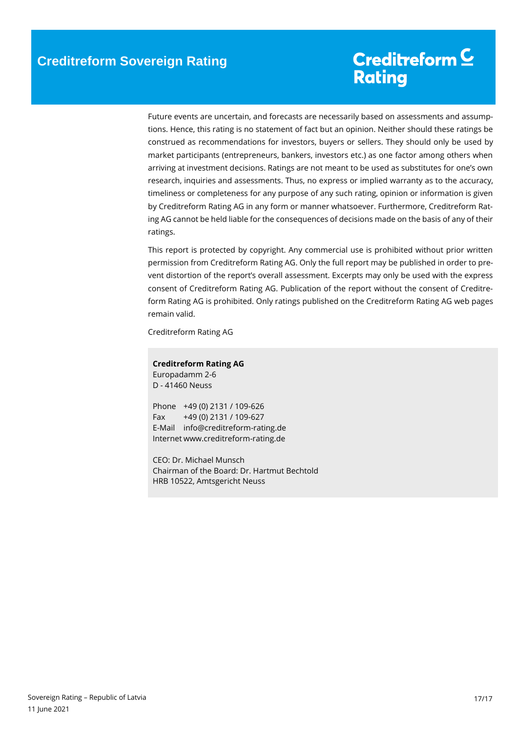Future events are uncertain, and forecasts are necessarily based on assessments and assumptions. Hence, this rating is no statement of fact but an opinion. Neither should these ratings be construed as recommendations for investors, buyers or sellers. They should only be used by market participants (entrepreneurs, bankers, investors etc.) as one factor among others when arriving at investment decisions. Ratings are not meant to be used as substitutes for one's own research, inquiries and assessments. Thus, no express or implied warranty as to the accuracy, timeliness or completeness for any purpose of any such rating, opinion or information is given by Creditreform Rating AG in any form or manner whatsoever. Furthermore, Creditreform Rating AG cannot be held liable for the consequences of decisions made on the basis of any of their ratings.

This report is protected by copyright. Any commercial use is prohibited without prior written permission from Creditreform Rating AG. Only the full report may be published in order to prevent distortion of the report's overall assessment. Excerpts may only be used with the express consent of Creditreform Rating AG. Publication of the report without the consent of Creditreform Rating AG is prohibited. Only ratings published on the Creditreform Rating AG web pages remain valid.

Creditreform Rating AG

**Creditreform Rating AG**
Europadamm 2-6
D - 41460 Neuss

Phone +49 (0) 2131 / 109-626
Fax +49 (0) 2131 / 109-627
E-Mail info@creditreform-rating.de
Internet www.creditreform-rating.de

CEO: Dr. Michael Munsch
Chairman of the Board: Dr. Hartmut Bechtold
HRB 10522, Amtsgericht Neuss